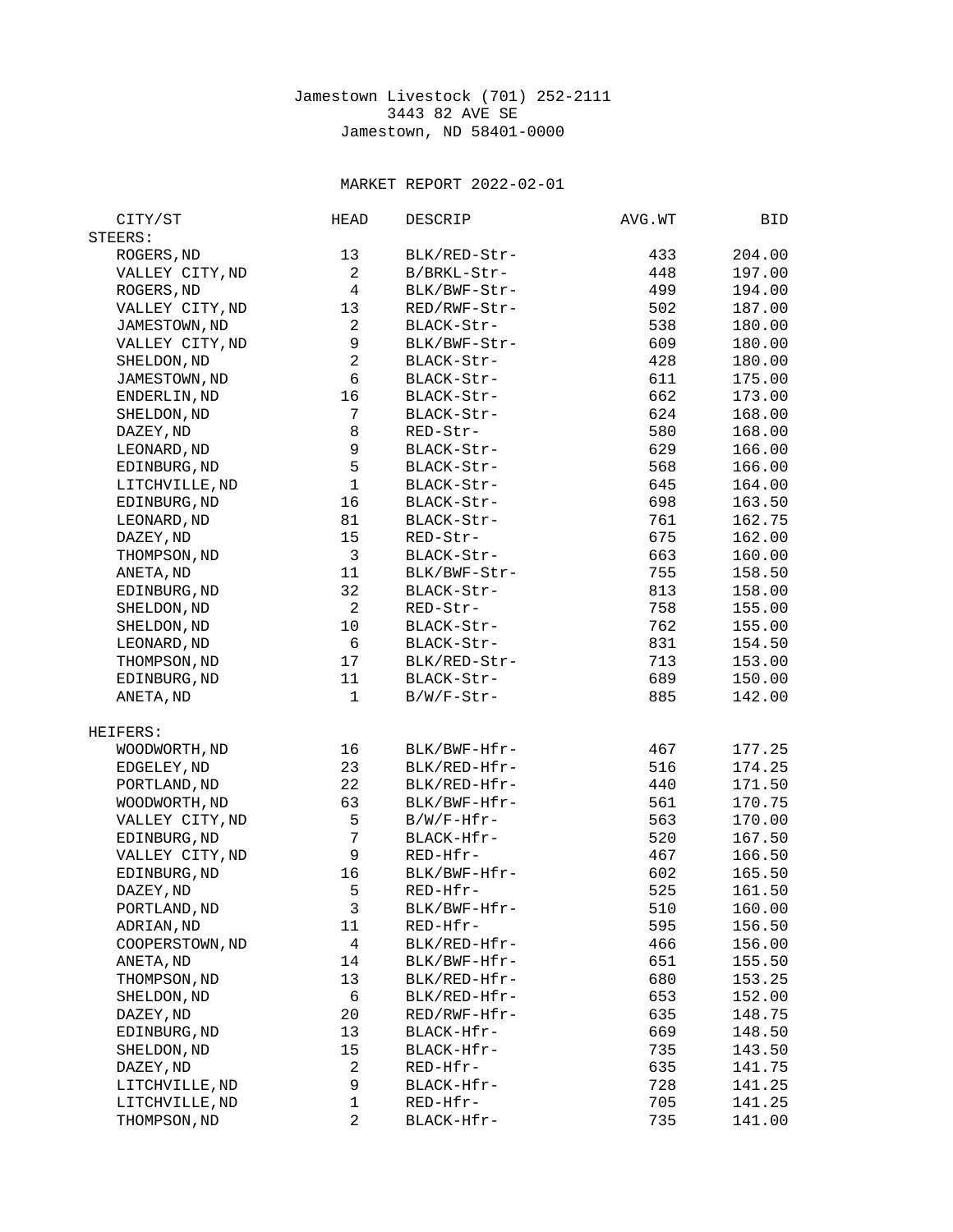Jamestown Livestock (701) 252-2111
3443 82 AVE SE
Jamestown, ND 58401-0000

MARKET REPORT 2022-02-01

| CITY/ST | HEAD | DESCRIP | AVG.WT | BID |
|---|---|---|---|---|
| **STEERS:** | | | | |
| ROGERS,ND | 13 | BLK/RED-Str- | 433 | 204.00 |
| VALLEY CITY,ND | 2 | B/BRKL-Str- | 448 | 197.00 |
| ROGERS,ND | 4 | BLK/BWF-Str- | 499 | 194.00 |
| VALLEY CITY,ND | 13 | RED/RWF-Str- | 502 | 187.00 |
| JAMESTOWN,ND | 2 | BLACK-Str- | 538 | 180.00 |
| VALLEY CITY,ND | 9 | BLK/BWF-Str- | 609 | 180.00 |
| SHELDON,ND | 2 | BLACK-Str- | 428 | 180.00 |
| JAMESTOWN,ND | 6 | BLACK-Str- | 611 | 175.00 |
| ENDERLIN,ND | 16 | BLACK-Str- | 662 | 173.00 |
| SHELDON,ND | 7 | BLACK-Str- | 624 | 168.00 |
| DAZEY,ND | 8 | RED-Str- | 580 | 168.00 |
| LEONARD,ND | 9 | BLACK-Str- | 629 | 166.00 |
| EDINBURG,ND | 5 | BLACK-Str- | 568 | 166.00 |
| LITCHVILLE,ND | 1 | BLACK-Str- | 645 | 164.00 |
| EDINBURG,ND | 16 | BLACK-Str- | 698 | 163.50 |
| LEONARD,ND | 81 | BLACK-Str- | 761 | 162.75 |
| DAZEY,ND | 15 | RED-Str- | 675 | 162.00 |
| THOMPSON,ND | 3 | BLACK-Str- | 663 | 160.00 |
| ANETA,ND | 11 | BLK/BWF-Str- | 755 | 158.50 |
| EDINBURG,ND | 32 | BLACK-Str- | 813 | 158.00 |
| SHELDON,ND | 2 | RED-Str- | 758 | 155.00 |
| SHELDON,ND | 10 | BLACK-Str- | 762 | 155.00 |
| LEONARD,ND | 6 | BLACK-Str- | 831 | 154.50 |
| THOMPSON,ND | 17 | BLK/RED-Str- | 713 | 153.00 |
| EDINBURG,ND | 11 | BLACK-Str- | 689 | 150.00 |
| ANETA,ND | 1 | B/W/F-Str- | 885 | 142.00 |
| **HEIFERS:** | | | | |
| WOODWORTH,ND | 16 | BLK/BWF-Hfr- | 467 | 177.25 |
| EDGELEY,ND | 23 | BLK/RED-Hfr- | 516 | 174.25 |
| PORTLAND,ND | 22 | BLK/RED-Hfr- | 440 | 171.50 |
| WOODWORTH,ND | 63 | BLK/BWF-Hfr- | 561 | 170.75 |
| VALLEY CITY,ND | 5 | B/W/F-Hfr- | 563 | 170.00 |
| EDINBURG,ND | 7 | BLACK-Hfr- | 520 | 167.50 |
| VALLEY CITY,ND | 9 | RED-Hfr- | 467 | 166.50 |
| EDINBURG,ND | 16 | BLK/BWF-Hfr- | 602 | 165.50 |
| DAZEY,ND | 5 | RED-Hfr- | 525 | 161.50 |
| PORTLAND,ND | 3 | BLK/BWF-Hfr- | 510 | 160.00 |
| ADRIAN,ND | 11 | RED-Hfr- | 595 | 156.50 |
| COOPERSTOWN,ND | 4 | BLK/RED-Hfr- | 466 | 156.00 |
| ANETA,ND | 14 | BLK/BWF-Hfr- | 651 | 155.50 |
| THOMPSON,ND | 13 | BLK/RED-Hfr- | 680 | 153.25 |
| SHELDON,ND | 6 | BLK/RED-Hfr- | 653 | 152.00 |
| DAZEY,ND | 20 | RED/RWF-Hfr- | 635 | 148.75 |
| EDINBURG,ND | 13 | BLACK-Hfr- | 669 | 148.50 |
| SHELDON,ND | 15 | BLACK-Hfr- | 735 | 143.50 |
| DAZEY,ND | 2 | RED-Hfr- | 635 | 141.75 |
| LITCHVILLE,ND | 9 | BLACK-Hfr- | 728 | 141.25 |
| LITCHVILLE,ND | 1 | RED-Hfr- | 705 | 141.25 |
| THOMPSON,ND | 2 | BLACK-Hfr- | 735 | 141.00 |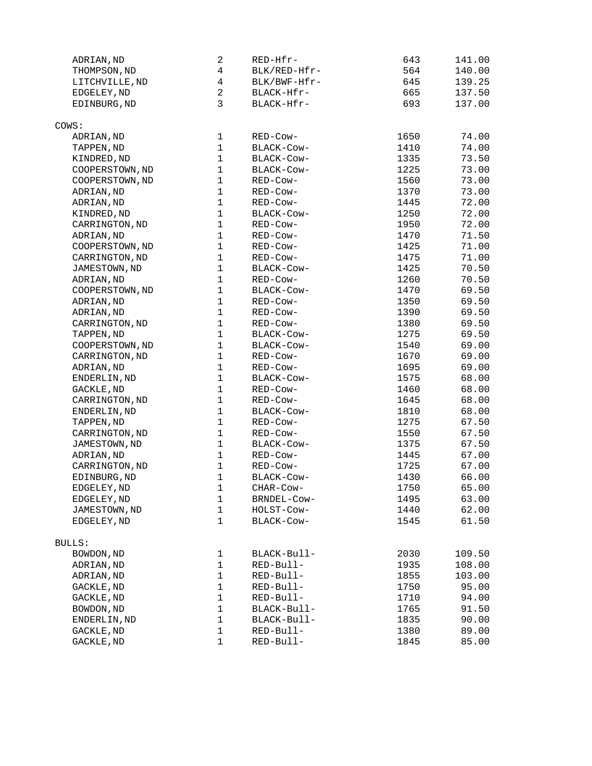| | | | | |
|---|---|---|---|---|
| ADRIAN,ND | 2 | RED-Hfr- | 643 | 141.00 |
| THOMPSON,ND | 4 | BLK/RED-Hfr- | 564 | 140.00 |
| LITCHVILLE,ND | 4 | BLK/BWF-Hfr- | 645 | 139.25 |
| EDGELEY,ND | 2 | BLACK-Hfr- | 665 | 137.50 |
| EDINBURG,ND | 3 | BLACK-Hfr- | 693 | 137.00 |

COWS:

| | | | | |
|---|---|---|---|---|
| ADRIAN,ND | 1 | RED-Cow- | 1650 | 74.00 |
| TAPPEN,ND | 1 | BLACK-Cow- | 1410 | 74.00 |
| KINDRED,ND | 1 | BLACK-Cow- | 1335 | 73.50 |
| COOPERSTOWN,ND | 1 | BLACK-Cow- | 1225 | 73.00 |
| COOPERSTOWN,ND | 1 | RED-Cow- | 1560 | 73.00 |
| ADRIAN,ND | 1 | RED-Cow- | 1370 | 73.00 |
| ADRIAN,ND | 1 | RED-Cow- | 1445 | 72.00 |
| KINDRED,ND | 1 | BLACK-Cow- | 1250 | 72.00 |
| CARRINGTON,ND | 1 | RED-Cow- | 1950 | 72.00 |
| ADRIAN,ND | 1 | RED-Cow- | 1470 | 71.50 |
| COOPERSTOWN,ND | 1 | RED-Cow- | 1425 | 71.00 |
| CARRINGTON,ND | 1 | RED-Cow- | 1475 | 71.00 |
| JAMESTOWN,ND | 1 | BLACK-Cow- | 1425 | 70.50 |
| ADRIAN,ND | 1 | RED-Cow- | 1260 | 70.50 |
| COOPERSTOWN,ND | 1 | BLACK-Cow- | 1470 | 69.50 |
| ADRIAN,ND | 1 | RED-Cow- | 1350 | 69.50 |
| ADRIAN,ND | 1 | RED-Cow- | 1390 | 69.50 |
| CARRINGTON,ND | 1 | RED-Cow- | 1380 | 69.50 |
| TAPPEN,ND | 1 | BLACK-Cow- | 1275 | 69.50 |
| COOPERSTOWN,ND | 1 | BLACK-Cow- | 1540 | 69.00 |
| CARRINGTON,ND | 1 | RED-Cow- | 1670 | 69.00 |
| ADRIAN,ND | 1 | RED-Cow- | 1695 | 69.00 |
| ENDERLIN,ND | 1 | BLACK-Cow- | 1575 | 68.00 |
| GACKLE,ND | 1 | RED-Cow- | 1460 | 68.00 |
| CARRINGTON,ND | 1 | RED-Cow- | 1645 | 68.00 |
| ENDERLIN,ND | 1 | BLACK-Cow- | 1810 | 68.00 |
| TAPPEN,ND | 1 | RED-Cow- | 1275 | 67.50 |
| CARRINGTON,ND | 1 | RED-Cow- | 1550 | 67.50 |
| JAMESTOWN,ND | 1 | BLACK-Cow- | 1375 | 67.50 |
| ADRIAN,ND | 1 | RED-Cow- | 1445 | 67.00 |
| CARRINGTON,ND | 1 | RED-Cow- | 1725 | 67.00 |
| EDINBURG,ND | 1 | BLACK-Cow- | 1430 | 66.00 |
| EDGELEY,ND | 1 | CHAR-Cow- | 1750 | 65.00 |
| EDGELEY,ND | 1 | BRNDEL-Cow- | 1495 | 63.00 |
| JAMESTOWN,ND | 1 | HOLST-Cow- | 1440 | 62.00 |
| EDGELEY,ND | 1 | BLACK-Cow- | 1545 | 61.50 |

BULLS:

| | | | | |
|---|---|---|---|---|
| BOWDON,ND | 1 | BLACK-Bull- | 2030 | 109.50 |
| ADRIAN,ND | 1 | RED-Bull- | 1935 | 108.00 |
| ADRIAN,ND | 1 | RED-Bull- | 1855 | 103.00 |
| GACKLE,ND | 1 | RED-Bull- | 1750 | 95.00 |
| GACKLE,ND | 1 | RED-Bull- | 1710 | 94.00 |
| BOWDON,ND | 1 | BLACK-Bull- | 1765 | 91.50 |
| ENDERLIN,ND | 1 | BLACK-Bull- | 1835 | 90.00 |
| GACKLE,ND | 1 | RED-Bull- | 1380 | 89.00 |
| GACKLE,ND | 1 | RED-Bull- | 1845 | 85.00 |